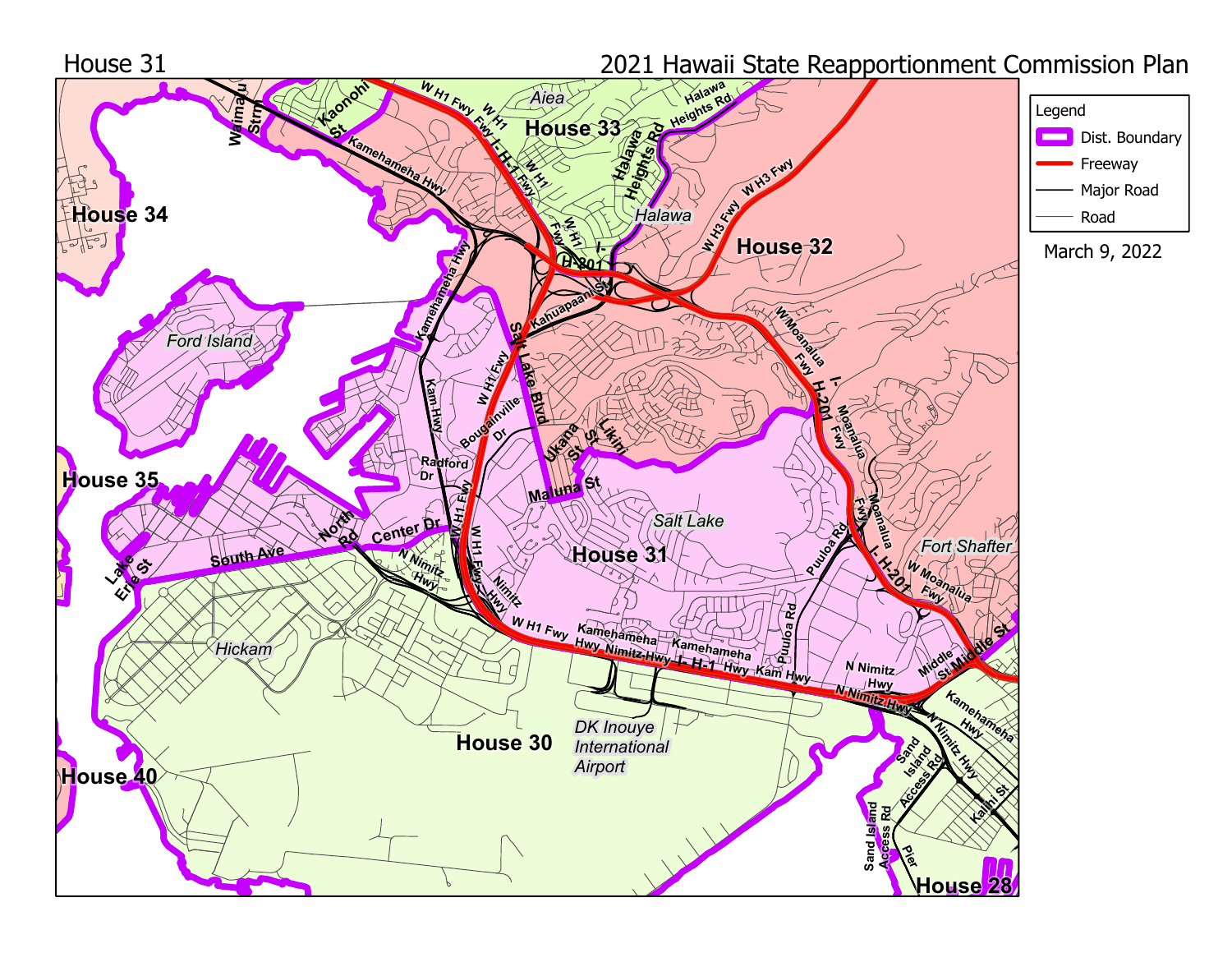House 31

# 2021 Hawaii State Reapportionment Commission Plan

March 9, 2022

Legend

- Dist. Boundary
- Freeway
- Major Road
- Road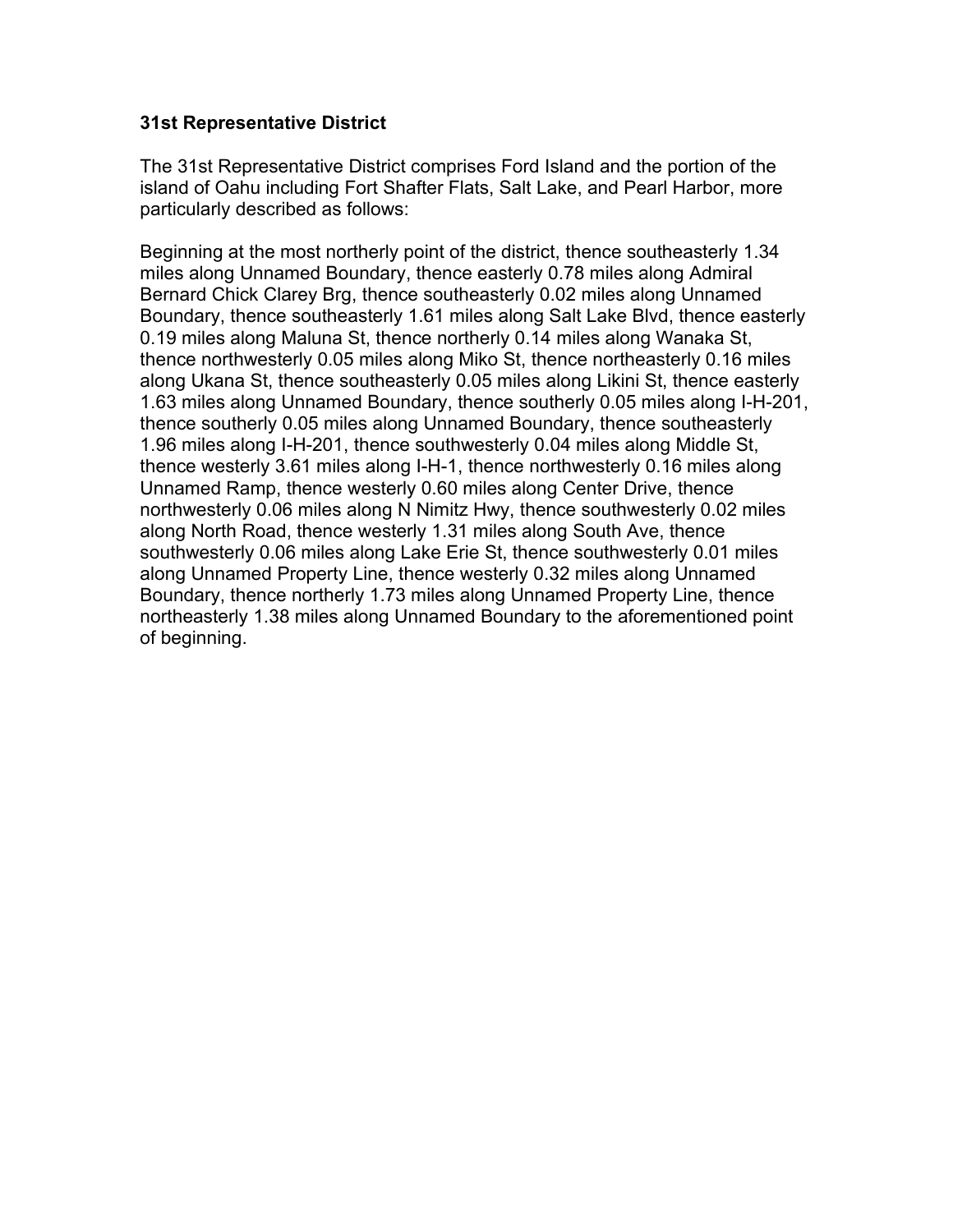**31st Representative District**

The 31st Representative District comprises Ford Island and the portion of the island of Oahu including Fort Shafter Flats, Salt Lake, and Pearl Harbor, more particularly described as follows:

Beginning at the most northerly point of the district, thence southeasterly 1.34 miles along Unnamed Boundary, thence easterly 0.78 miles along Admiral Bernard Chick Clarey Brg, thence southeasterly 0.02 miles along Unnamed Boundary, thence southeasterly 1.61 miles along Salt Lake Blvd, thence easterly 0.19 miles along Maluna St, thence northerly 0.14 miles along Wanaka St, thence northwesterly 0.05 miles along Miko St, thence northeasterly 0.16 miles along Ukana St, thence southeasterly 0.05 miles along Likini St, thence easterly 1.63 miles along Unnamed Boundary, thence southerly 0.05 miles along I-H-201, thence southerly 0.05 miles along Unnamed Boundary, thence southeasterly 1.96 miles along I-H-201, thence southwesterly 0.04 miles along Middle St, thence westerly 3.61 miles along I-H-1, thence northwesterly 0.16 miles along Unnamed Ramp, thence westerly 0.60 miles along Center Drive, thence northwesterly 0.06 miles along N Nimitz Hwy, thence southwesterly 0.02 miles along North Road, thence westerly 1.31 miles along South Ave, thence southwesterly 0.06 miles along Lake Erie St, thence southwesterly 0.01 miles along Unnamed Property Line, thence westerly 0.32 miles along Unnamed Boundary, thence northerly 1.73 miles along Unnamed Property Line, thence northeasterly 1.38 miles along Unnamed Boundary to the aforementioned point of beginning.